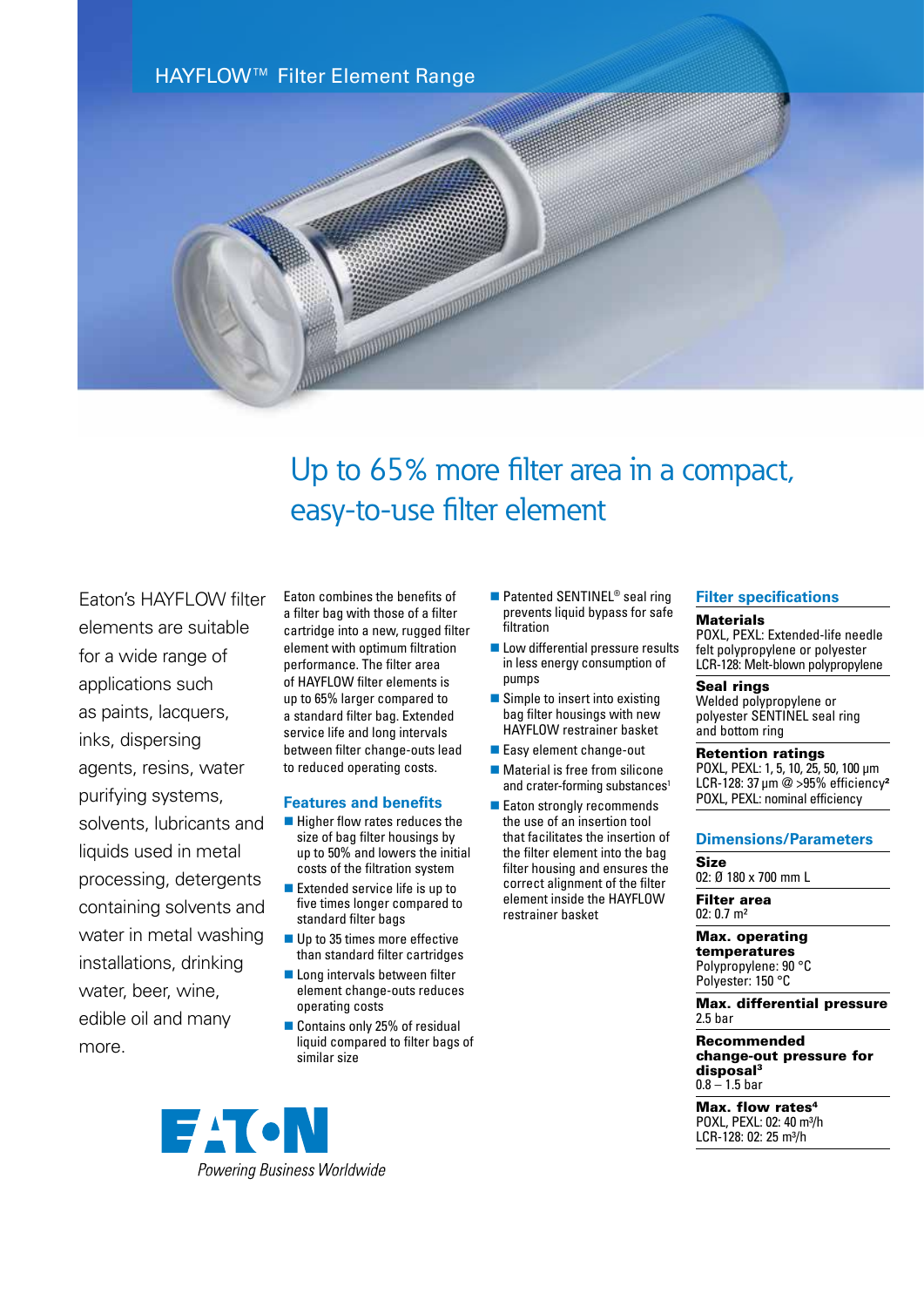HAYFLOW™ Filter Element Range

# Up to 65% more filter area in a compact, easy-to-use filter element

Eaton's HAYFLOW filter elements are suitable for a wide range of applications such as paints, lacquers, inks, dispersing agents, resins, water purifying systems, solvents, lubricants and liquids used in metal processing, detergents containing solvents and water in metal washing installations, drinking water, beer, wine, edible oil and many more.

Eaton combines the benefits of a filter bag with those of a filter cartridge into a new, rugged filter element with optimum filtration performance. The filter area of HAYFLOW filter elements is up to 65% larger compared to a standard filter bag. Extended service life and long intervals between filter change-outs lead to reduced operating costs.

## Features and benefits

- Higher flow rates reduces the size of bag filter housings by up to 50% and lowers the initial costs of the filtration system
- Extended service life is up to five times longer compared to standard filter bags
- Up to 35 times more effective than standard filter cartridges
- Long intervals between filter element change-outs reduces operating costs
- Contains only 25% of residual liquid compared to filter bags of similar size
- Patented SENTINEL® seal ring prevents liquid bypass for safe filtration
- Low differential pressure results in less energy consumption of pumps
- Simple to insert into existing bag filter housings with new HAYFLOW restrainer basket
- Easy element change-out
- Material is free from silicone and crater-forming substances[1]
- Eaton strongly recommends the use of an insertion tool that facilitates the insertion of the filter element into the bag filter housing and ensures the correct alignment of the filter element inside the HAYFLOW restrainer basket

## Filter specifications

**Materials**
POXL, PEXL: Extended-life needle felt polypropylene or polyester
LCR-128: Melt-blown polypropylene

**Seal rings**
Welded polypropylene or polyester SENTINEL seal ring and bottom ring

**Retention ratings**
POXL, PEXL: 1, 5, 10, 25, 50, 100 µm
LCR-128: 37 µm @ >95% efficiency[2]
POXL, PEXL: nominal efficiency

## Dimensions/Parameters

**Size**
02: Ø 180 x 700 mm L

**Filter area**
02: 0.7 m²

**Max. operating temperatures**
Polypropylene: 90 °C
Polyester: 150 °C

**Max. differential pressure**
2.5 bar

**Recommended change-out pressure for disposal[3]**
0.8 – 1.5 bar

**Max. flow rates[4]**
POXL, PEXL: 02: 40 m³/h
LCR-128: 02: 25 m³/h

EATON
*Powering Business Worldwide*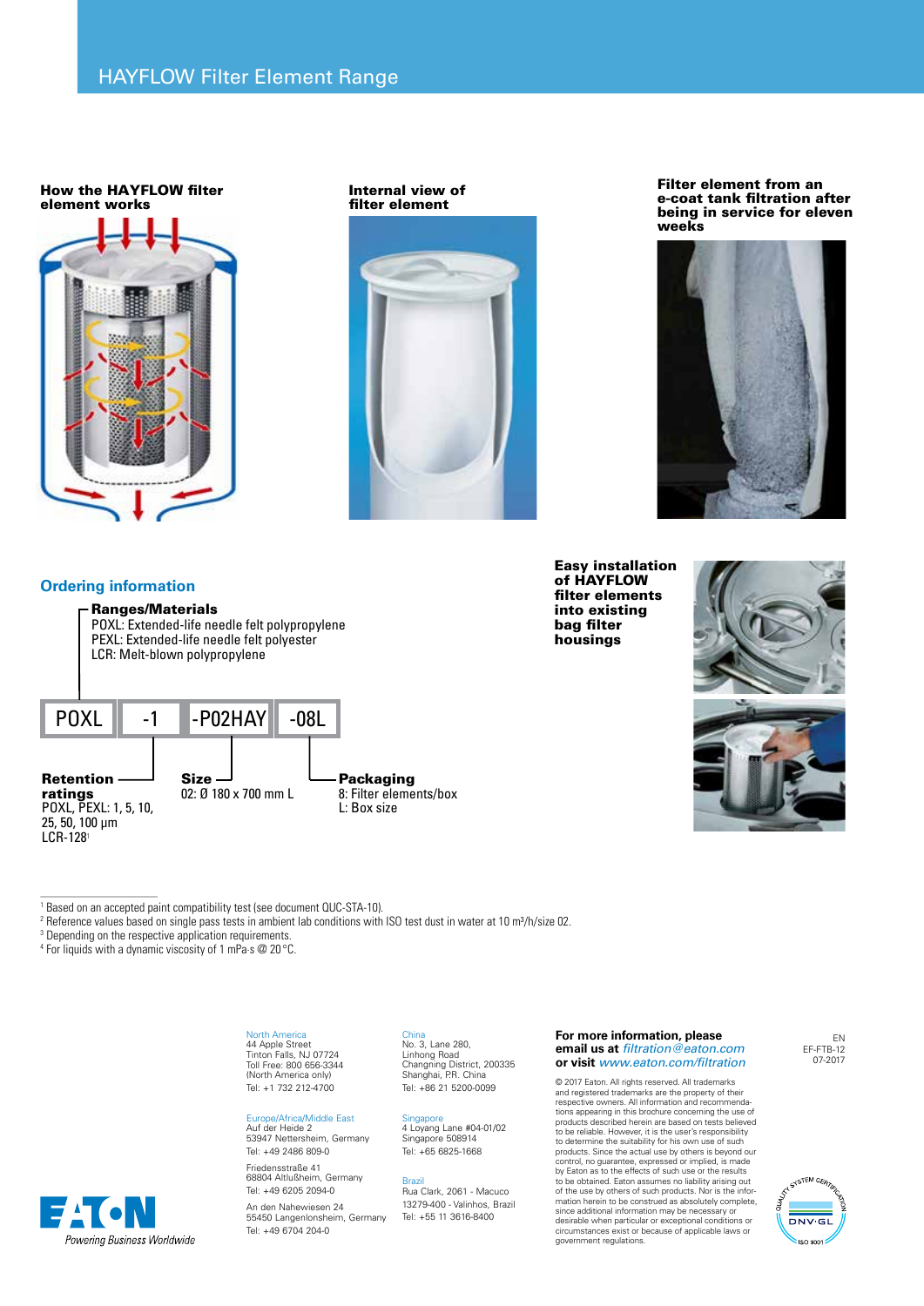# HAYFLOW Filter Element Range

**How the HAYFLOW filter element works**

**Internal view of filter element**

**Filter element from an e-coat tank filtration after being in service for eleven weeks**

## Ordering information

**Ranges/Materials**
POXL: Extended-life needle felt polypropylene
PEXL: Extended-life needle felt polyester
LCR: Melt-blown polypropylene

| POXL | -1 | -P02HAY | -08L |
|---|---|---|---|

**Retention ratings**
POXL, PEXL: 1, 5, 10, 25, 50, 100 µm
LCR-128[1]

**Size**
02: Ø 180 x 700 mm L

**Packaging**
8: Filter elements/box
L: Box size

**Easy installation of HAYFLOW filter elements into existing bag filter housings**

[1] Based on an accepted paint compatibility test (see document QUC-STA-10).
[2] Reference values based on single pass tests in ambient lab conditions with ISO test dust in water at 10 m³/h/size 02.
[3] Depending on the respective application requirements.
[4] For liquids with a dynamic viscosity of 1 mPa·s @ 20 °C.

Powering Business Worldwide

North America
44 Apple Street
Tinton Falls, NJ 07724
Toll Free: 800 656-3344
(North America only)
Tel: +1 732 212-4700

Europe/Africa/Middle East
Auf der Heide 2
53947 Nettersheim, Germany
Tel: +49 2486 809-0

Friedensstraße 41
68804 Altlußheim, Germany
Tel: +49 6205 2094-0

An den Nahewiesen 24
55450 Langenlonsheim, Germany
Tel: +49 6704 204-0

China
No. 3, Lane 280,
Linhong Road
Changning District, 200335
Shanghai, P.R. China
Tel: +86 21 5200-0099

Singapore
4 Loyang Lane #04-01/02
Singapore 508914
Tel: +65 6825-1668

Brazil
Rua Clark, 2061 - Macuco
13279-400 - Valinhos, Brazil
Tel: +55 11 3616-8400

**For more information, please email us at** *filtration@eaton.com*
**or visit** *www.eaton.com/filtration*

© 2017 Eaton. All rights reserved. All trademarks and registered trademarks are the property of their respective owners. All information and recommendations appearing in this brochure concerning the use of products described herein are based on tests believed to be reliable. However, it is the user's responsibility to determine the suitability for his own use of such products. Since the actual use by others is beyond our control, no guarantee, expressed or implied, is made by Eaton as to the effects of such use or the results to be obtained. Eaton assumes no liability arising out of the use by others of such products. Nor is the information herein to be construed as absolutely complete, since additional information may be necessary or desirable when particular or exceptional conditions or circumstances exist or because of applicable laws or government regulations.

EN
EF-FTB-12
07-2017